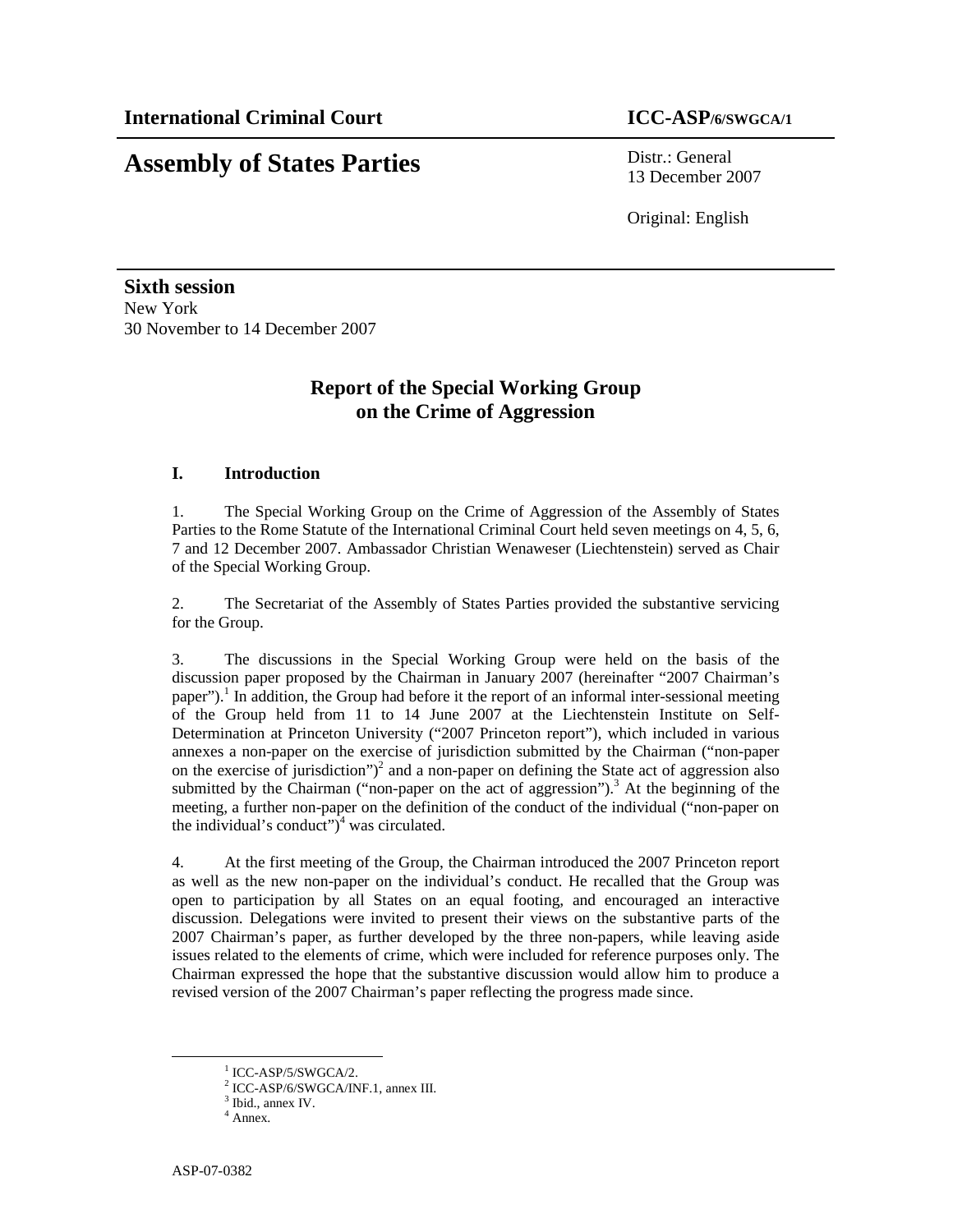**International Criminal Court** **ICC-ASP/6/SWGCA/1**

# Assembly of States Parties

Distr.: General
13 December 2007

Original: English

**Sixth session**
New York
30 November to 14 December 2007

## Report of the Special Working Group on the Crime of Aggression

### I. Introduction

1. The Special Working Group on the Crime of Aggression of the Assembly of States Parties to the Rome Statute of the International Criminal Court held seven meetings on 4, 5, 6, 7 and 12 December 2007. Ambassador Christian Wenaweser (Liechtenstein) served as Chair of the Special Working Group.

2. The Secretariat of the Assembly of States Parties provided the substantive servicing for the Group.

3. The discussions in the Special Working Group were held on the basis of the discussion paper proposed by the Chairman in January 2007 (hereinafter "2007 Chairman's paper").[1] In addition, the Group had before it the report of an informal inter-sessional meeting of the Group held from 11 to 14 June 2007 at the Liechtenstein Institute on Self-Determination at Princeton University ("2007 Princeton report"), which included in various annexes a non-paper on the exercise of jurisdiction submitted by the Chairman ("non-paper on the exercise of jurisdiction")[2] and a non-paper on defining the State act of aggression also submitted by the Chairman ("non-paper on the act of aggression").[3] At the beginning of the meeting, a further non-paper on the definition of the conduct of the individual ("non-paper on the individual's conduct")[4] was circulated.

4. At the first meeting of the Group, the Chairman introduced the 2007 Princeton report as well as the new non-paper on the individual's conduct. He recalled that the Group was open to participation by all States on an equal footing, and encouraged an interactive discussion. Delegations were invited to present their views on the substantive parts of the 2007 Chairman's paper, as further developed by the three non-papers, while leaving aside issues related to the elements of crime, which were included for reference purposes only. The Chairman expressed the hope that the substantive discussion would allow him to produce a revised version of the 2007 Chairman's paper reflecting the progress made since.

---

[1] ICC-ASP/5/SWGCA/2.
[2] ICC-ASP/6/SWGCA/INF.1, annex III.
[3] Ibid., annex IV.
[4] Annex.

ASP-07-0382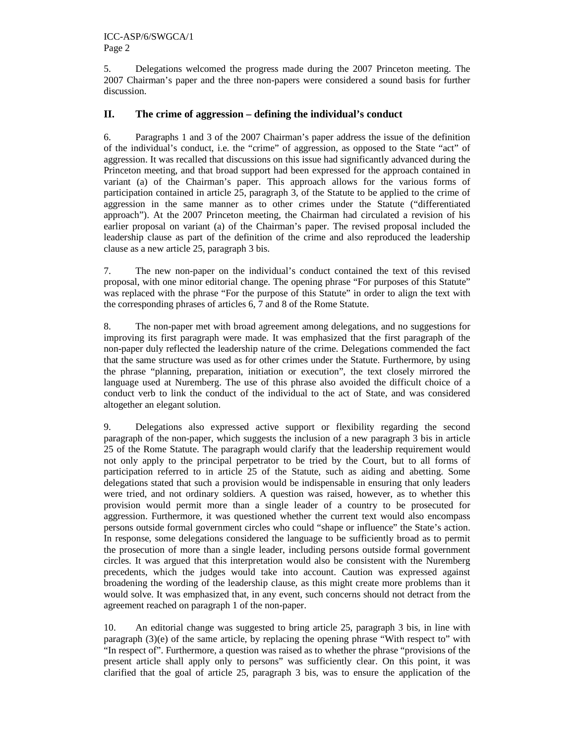5. Delegations welcomed the progress made during the 2007 Princeton meeting. The 2007 Chairman's paper and the three non-papers were considered a sound basis for further discussion.

## II. The crime of aggression – defining the individual's conduct

6. Paragraphs 1 and 3 of the 2007 Chairman's paper address the issue of the definition of the individual's conduct, i.e. the "crime" of aggression, as opposed to the State "act" of aggression. It was recalled that discussions on this issue had significantly advanced during the Princeton meeting, and that broad support had been expressed for the approach contained in variant (a) of the Chairman's paper. This approach allows for the various forms of participation contained in article 25, paragraph 3, of the Statute to be applied to the crime of aggression in the same manner as to other crimes under the Statute ("differentiated approach"). At the 2007 Princeton meeting, the Chairman had circulated a revision of his earlier proposal on variant (a) of the Chairman's paper. The revised proposal included the leadership clause as part of the definition of the crime and also reproduced the leadership clause as a new article 25, paragraph 3 bis.

7. The new non-paper on the individual's conduct contained the text of this revised proposal, with one minor editorial change. The opening phrase "For purposes of this Statute" was replaced with the phrase "For the purpose of this Statute" in order to align the text with the corresponding phrases of articles 6, 7 and 8 of the Rome Statute.

8. The non-paper met with broad agreement among delegations, and no suggestions for improving its first paragraph were made. It was emphasized that the first paragraph of the non-paper duly reflected the leadership nature of the crime. Delegations commended the fact that the same structure was used as for other crimes under the Statute. Furthermore, by using the phrase "planning, preparation, initiation or execution", the text closely mirrored the language used at Nuremberg. The use of this phrase also avoided the difficult choice of a conduct verb to link the conduct of the individual to the act of State, and was considered altogether an elegant solution.

9. Delegations also expressed active support or flexibility regarding the second paragraph of the non-paper, which suggests the inclusion of a new paragraph 3 bis in article 25 of the Rome Statute. The paragraph would clarify that the leadership requirement would not only apply to the principal perpetrator to be tried by the Court, but to all forms of participation referred to in article 25 of the Statute, such as aiding and abetting. Some delegations stated that such a provision would be indispensable in ensuring that only leaders were tried, and not ordinary soldiers. A question was raised, however, as to whether this provision would permit more than a single leader of a country to be prosecuted for aggression. Furthermore, it was questioned whether the current text would also encompass persons outside formal government circles who could "shape or influence" the State's action. In response, some delegations considered the language to be sufficiently broad as to permit the prosecution of more than a single leader, including persons outside formal government circles. It was argued that this interpretation would also be consistent with the Nuremberg precedents, which the judges would take into account. Caution was expressed against broadening the wording of the leadership clause, as this might create more problems than it would solve. It was emphasized that, in any event, such concerns should not detract from the agreement reached on paragraph 1 of the non-paper.

10. An editorial change was suggested to bring article 25, paragraph 3 bis, in line with paragraph (3)(e) of the same article, by replacing the opening phrase "With respect to" with "In respect of". Furthermore, a question was raised as to whether the phrase "provisions of the present article shall apply only to persons" was sufficiently clear. On this point, it was clarified that the goal of article 25, paragraph 3 bis, was to ensure the application of the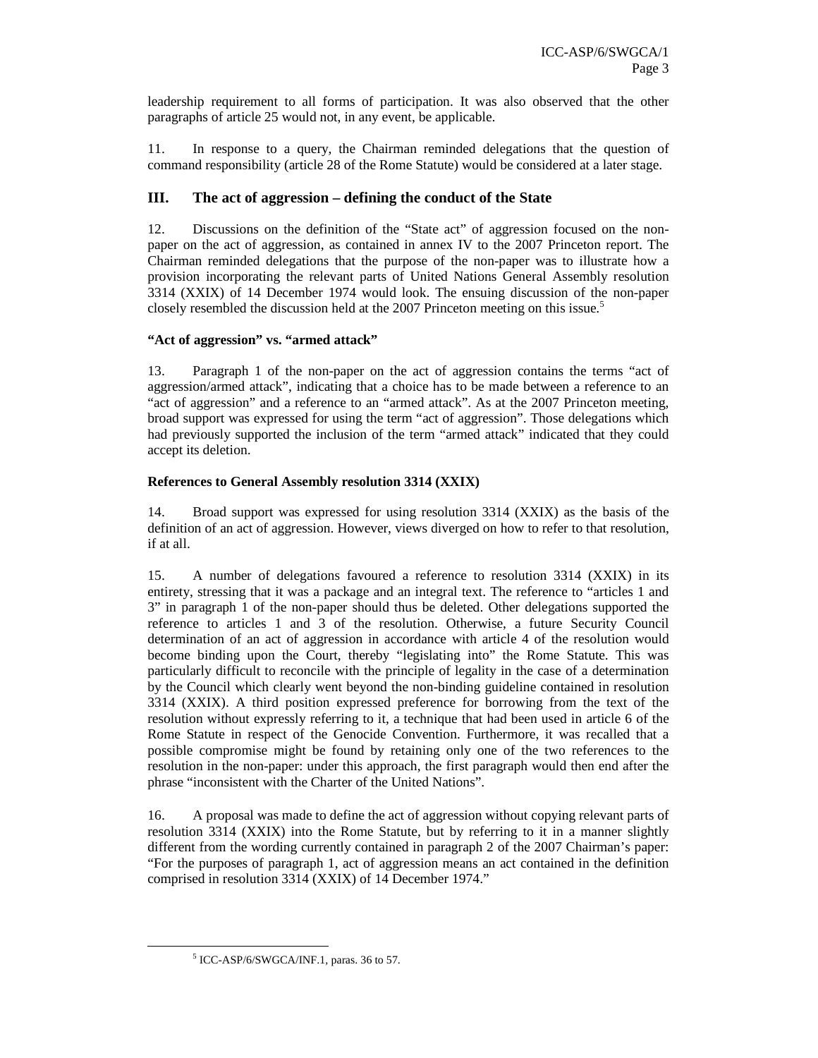leadership requirement to all forms of participation. It was also observed that the other paragraphs of article 25 would not, in any event, be applicable.

11. In response to a query, the Chairman reminded delegations that the question of command responsibility (article 28 of the Rome Statute) would be considered at a later stage.

## III. The act of aggression – defining the conduct of the State

12. Discussions on the definition of the "State act" of aggression focused on the non-paper on the act of aggression, as contained in annex IV to the 2007 Princeton report. The Chairman reminded delegations that the purpose of the non-paper was to illustrate how a provision incorporating the relevant parts of United Nations General Assembly resolution 3314 (XXIX) of 14 December 1974 would look. The ensuing discussion of the non-paper closely resembled the discussion held at the 2007 Princeton meeting on this issue.[5]

**"Act of aggression" vs. "armed attack"**

13. Paragraph 1 of the non-paper on the act of aggression contains the terms "act of aggression/armed attack", indicating that a choice has to be made between a reference to an "act of aggression" and a reference to an "armed attack". As at the 2007 Princeton meeting, broad support was expressed for using the term "act of aggression". Those delegations which had previously supported the inclusion of the term "armed attack" indicated that they could accept its deletion.

**References to General Assembly resolution 3314 (XXIX)**

14. Broad support was expressed for using resolution 3314 (XXIX) as the basis of the definition of an act of aggression. However, views diverged on how to refer to that resolution, if at all.

15. A number of delegations favoured a reference to resolution 3314 (XXIX) in its entirety, stressing that it was a package and an integral text. The reference to "articles 1 and 3" in paragraph 1 of the non-paper should thus be deleted. Other delegations supported the reference to articles 1 and 3 of the resolution. Otherwise, a future Security Council determination of an act of aggression in accordance with article 4 of the resolution would become binding upon the Court, thereby "legislating into" the Rome Statute. This was particularly difficult to reconcile with the principle of legality in the case of a determination by the Council which clearly went beyond the non-binding guideline contained in resolution 3314 (XXIX). A third position expressed preference for borrowing from the text of the resolution without expressly referring to it, a technique that had been used in article 6 of the Rome Statute in respect of the Genocide Convention. Furthermore, it was recalled that a possible compromise might be found by retaining only one of the two references to the resolution in the non-paper: under this approach, the first paragraph would then end after the phrase "inconsistent with the Charter of the United Nations".

16. A proposal was made to define the act of aggression without copying relevant parts of resolution 3314 (XXIX) into the Rome Statute, but by referring to it in a manner slightly different from the wording currently contained in paragraph 2 of the 2007 Chairman's paper: "For the purposes of paragraph 1, act of aggression means an act contained in the definition comprised in resolution 3314 (XXIX) of 14 December 1974."

[5] ICC-ASP/6/SWGCA/INF.1, paras. 36 to 57.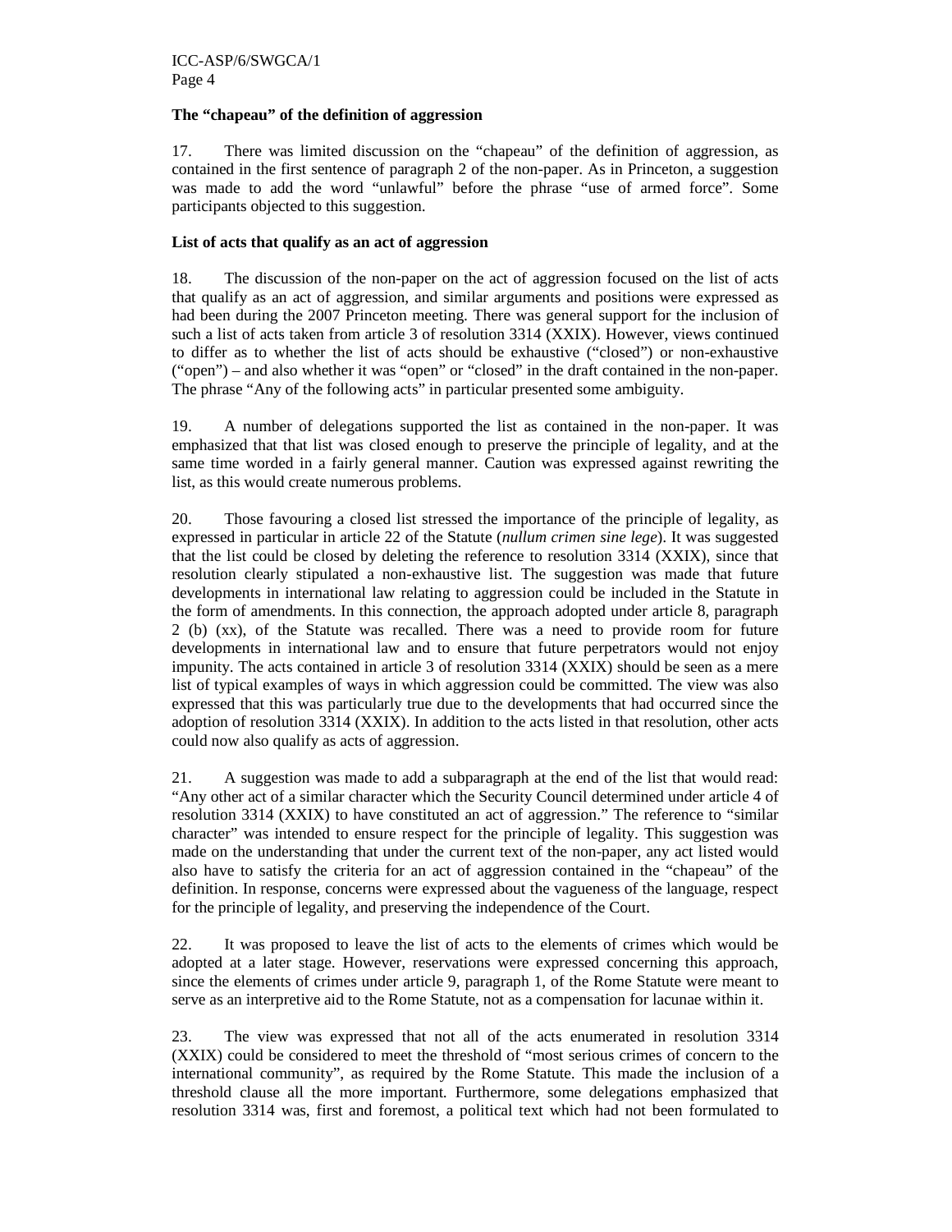**The "chapeau" of the definition of aggression**

17. There was limited discussion on the "chapeau" of the definition of aggression, as contained in the first sentence of paragraph 2 of the non-paper. As in Princeton, a suggestion was made to add the word "unlawful" before the phrase "use of armed force". Some participants objected to this suggestion.

**List of acts that qualify as an act of aggression**

18. The discussion of the non-paper on the act of aggression focused on the list of acts that qualify as an act of aggression, and similar arguments and positions were expressed as had been during the 2007 Princeton meeting. There was general support for the inclusion of such a list of acts taken from article 3 of resolution 3314 (XXIX). However, views continued to differ as to whether the list of acts should be exhaustive ("closed") or non-exhaustive ("open") – and also whether it was "open" or "closed" in the draft contained in the non-paper. The phrase "Any of the following acts" in particular presented some ambiguity.

19. A number of delegations supported the list as contained in the non-paper. It was emphasized that that list was closed enough to preserve the principle of legality, and at the same time worded in a fairly general manner. Caution was expressed against rewriting the list, as this would create numerous problems.

20. Those favouring a closed list stressed the importance of the principle of legality, as expressed in particular in article 22 of the Statute (*nullum crimen sine lege*). It was suggested that the list could be closed by deleting the reference to resolution 3314 (XXIX), since that resolution clearly stipulated a non-exhaustive list. The suggestion was made that future developments in international law relating to aggression could be included in the Statute in the form of amendments. In this connection, the approach adopted under article 8, paragraph 2 (b) (xx), of the Statute was recalled. There was a need to provide room for future developments in international law and to ensure that future perpetrators would not enjoy impunity. The acts contained in article 3 of resolution 3314 (XXIX) should be seen as a mere list of typical examples of ways in which aggression could be committed. The view was also expressed that this was particularly true due to the developments that had occurred since the adoption of resolution 3314 (XXIX). In addition to the acts listed in that resolution, other acts could now also qualify as acts of aggression.

21. A suggestion was made to add a subparagraph at the end of the list that would read: "Any other act of a similar character which the Security Council determined under article 4 of resolution 3314 (XXIX) to have constituted an act of aggression." The reference to "similar character" was intended to ensure respect for the principle of legality. This suggestion was made on the understanding that under the current text of the non-paper, any act listed would also have to satisfy the criteria for an act of aggression contained in the "chapeau" of the definition. In response, concerns were expressed about the vagueness of the language, respect for the principle of legality, and preserving the independence of the Court.

22. It was proposed to leave the list of acts to the elements of crimes which would be adopted at a later stage. However, reservations were expressed concerning this approach, since the elements of crimes under article 9, paragraph 1, of the Rome Statute were meant to serve as an interpretive aid to the Rome Statute, not as a compensation for lacunae within it.

23. The view was expressed that not all of the acts enumerated in resolution 3314 (XXIX) could be considered to meet the threshold of "most serious crimes of concern to the international community", as required by the Rome Statute. This made the inclusion of a threshold clause all the more important. Furthermore, some delegations emphasized that resolution 3314 was, first and foremost, a political text which had not been formulated to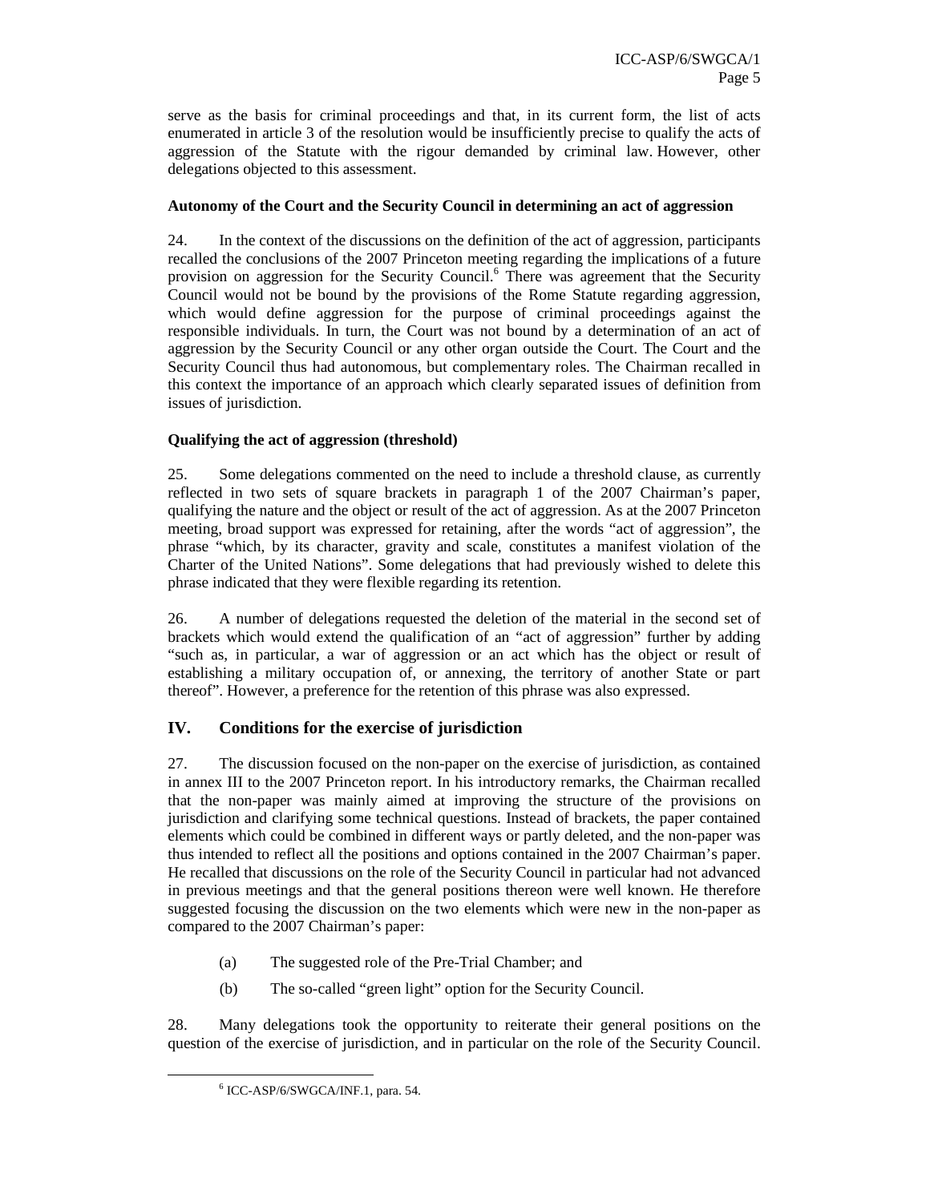serve as the basis for criminal proceedings and that, in its current form, the list of acts enumerated in article 3 of the resolution would be insufficiently precise to qualify the acts of aggression of the Statute with the rigour demanded by criminal law. However, other delegations objected to this assessment.

**Autonomy of the Court and the Security Council in determining an act of aggression**

24. In the context of the discussions on the definition of the act of aggression, participants recalled the conclusions of the 2007 Princeton meeting regarding the implications of a future provision on aggression for the Security Council.[6] There was agreement that the Security Council would not be bound by the provisions of the Rome Statute regarding aggression, which would define aggression for the purpose of criminal proceedings against the responsible individuals. In turn, the Court was not bound by a determination of an act of aggression by the Security Council or any other organ outside the Court. The Court and the Security Council thus had autonomous, but complementary roles. The Chairman recalled in this context the importance of an approach which clearly separated issues of definition from issues of jurisdiction.

**Qualifying the act of aggression (threshold)**

25. Some delegations commented on the need to include a threshold clause, as currently reflected in two sets of square brackets in paragraph 1 of the 2007 Chairman's paper, qualifying the nature and the object or result of the act of aggression. As at the 2007 Princeton meeting, broad support was expressed for retaining, after the words "act of aggression", the phrase "which, by its character, gravity and scale, constitutes a manifest violation of the Charter of the United Nations". Some delegations that had previously wished to delete this phrase indicated that they were flexible regarding its retention.

26. A number of delegations requested the deletion of the material in the second set of brackets which would extend the qualification of an "act of aggression" further by adding "such as, in particular, a war of aggression or an act which has the object or result of establishing a military occupation of, or annexing, the territory of another State or part thereof". However, a preference for the retention of this phrase was also expressed.

## IV. Conditions for the exercise of jurisdiction

27. The discussion focused on the non-paper on the exercise of jurisdiction, as contained in annex III to the 2007 Princeton report. In his introductory remarks, the Chairman recalled that the non-paper was mainly aimed at improving the structure of the provisions on jurisdiction and clarifying some technical questions. Instead of brackets, the paper contained elements which could be combined in different ways or partly deleted, and the non-paper was thus intended to reflect all the positions and options contained in the 2007 Chairman's paper. He recalled that discussions on the role of the Security Council in particular had not advanced in previous meetings and that the general positions thereon were well known. He therefore suggested focusing the discussion on the two elements which were new in the non-paper as compared to the 2007 Chairman's paper:

(a) The suggested role of the Pre-Trial Chamber; and

(b) The so-called "green light" option for the Security Council.

28. Many delegations took the opportunity to reiterate their general positions on the question of the exercise of jurisdiction, and in particular on the role of the Security Council.

[6] ICC-ASP/6/SWGCA/INF.1, para. 54.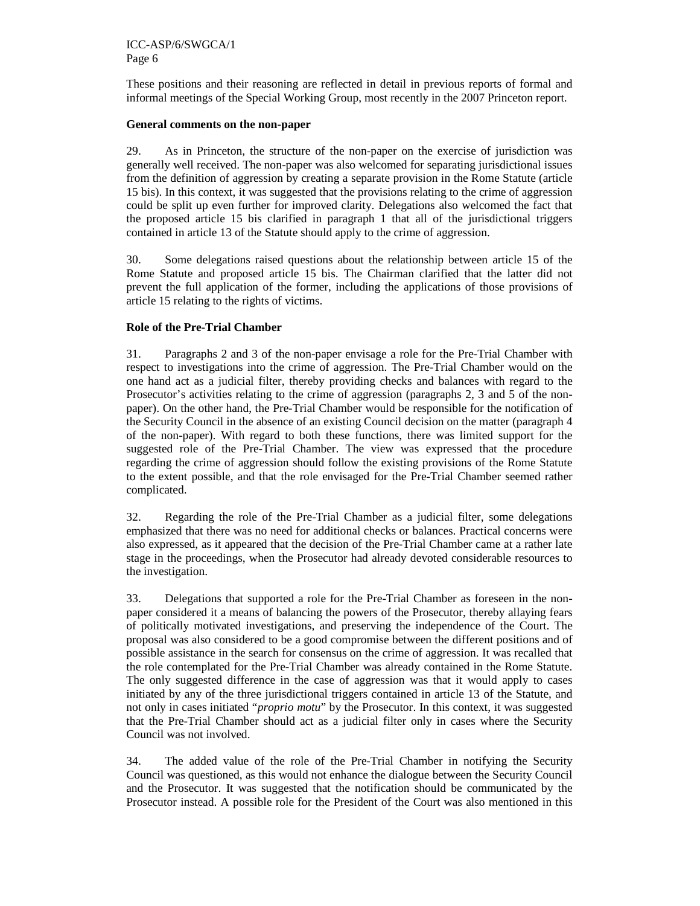These positions and their reasoning are reflected in detail in previous reports of formal and informal meetings of the Special Working Group, most recently in the 2007 Princeton report.

**General comments on the non-paper**

29. As in Princeton, the structure of the non-paper on the exercise of jurisdiction was generally well received. The non-paper was also welcomed for separating jurisdictional issues from the definition of aggression by creating a separate provision in the Rome Statute (article 15 bis). In this context, it was suggested that the provisions relating to the crime of aggression could be split up even further for improved clarity. Delegations also welcomed the fact that the proposed article 15 bis clarified in paragraph 1 that all of the jurisdictional triggers contained in article 13 of the Statute should apply to the crime of aggression.

30. Some delegations raised questions about the relationship between article 15 of the Rome Statute and proposed article 15 bis. The Chairman clarified that the latter did not prevent the full application of the former, including the applications of those provisions of article 15 relating to the rights of victims.

**Role of the Pre-Trial Chamber**

31. Paragraphs 2 and 3 of the non-paper envisage a role for the Pre-Trial Chamber with respect to investigations into the crime of aggression. The Pre-Trial Chamber would on the one hand act as a judicial filter, thereby providing checks and balances with regard to the Prosecutor's activities relating to the crime of aggression (paragraphs 2, 3 and 5 of the non-paper). On the other hand, the Pre-Trial Chamber would be responsible for the notification of the Security Council in the absence of an existing Council decision on the matter (paragraph 4 of the non-paper). With regard to both these functions, there was limited support for the suggested role of the Pre-Trial Chamber. The view was expressed that the procedure regarding the crime of aggression should follow the existing provisions of the Rome Statute to the extent possible, and that the role envisaged for the Pre-Trial Chamber seemed rather complicated.

32. Regarding the role of the Pre-Trial Chamber as a judicial filter, some delegations emphasized that there was no need for additional checks or balances. Practical concerns were also expressed, as it appeared that the decision of the Pre-Trial Chamber came at a rather late stage in the proceedings, when the Prosecutor had already devoted considerable resources to the investigation.

33. Delegations that supported a role for the Pre-Trial Chamber as foreseen in the non-paper considered it a means of balancing the powers of the Prosecutor, thereby allaying fears of politically motivated investigations, and preserving the independence of the Court. The proposal was also considered to be a good compromise between the different positions and of possible assistance in the search for consensus on the crime of aggression. It was recalled that the role contemplated for the Pre-Trial Chamber was already contained in the Rome Statute. The only suggested difference in the case of aggression was that it would apply to cases initiated by any of the three jurisdictional triggers contained in article 13 of the Statute, and not only in cases initiated "*proprio motu*" by the Prosecutor. In this context, it was suggested that the Pre-Trial Chamber should act as a judicial filter only in cases where the Security Council was not involved.

34. The added value of the role of the Pre-Trial Chamber in notifying the Security Council was questioned, as this would not enhance the dialogue between the Security Council and the Prosecutor. It was suggested that the notification should be communicated by the Prosecutor instead. A possible role for the President of the Court was also mentioned in this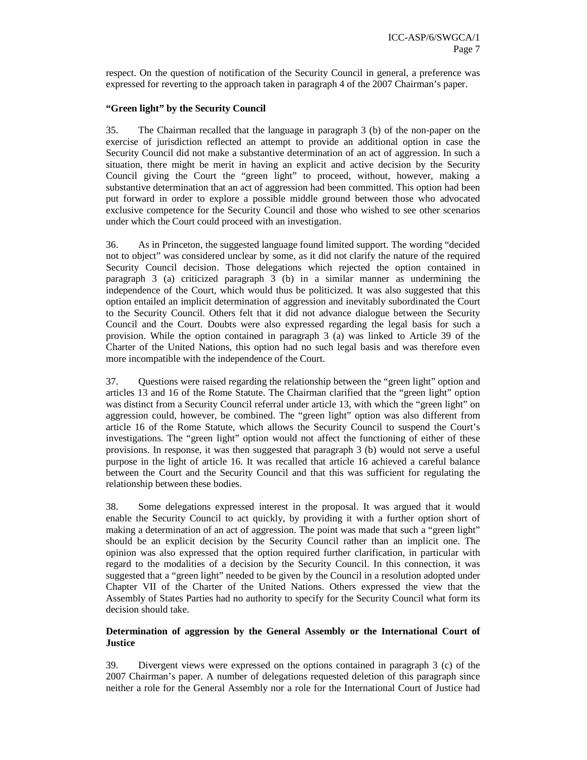respect. On the question of notification of the Security Council in general, a preference was expressed for reverting to the approach taken in paragraph 4 of the 2007 Chairman's paper.

### "Green light" by the Security Council

35. The Chairman recalled that the language in paragraph 3 (b) of the non-paper on the exercise of jurisdiction reflected an attempt to provide an additional option in case the Security Council did not make a substantive determination of an act of aggression. In such a situation, there might be merit in having an explicit and active decision by the Security Council giving the Court the "green light" to proceed, without, however, making a substantive determination that an act of aggression had been committed. This option had been put forward in order to explore a possible middle ground between those who advocated exclusive competence for the Security Council and those who wished to see other scenarios under which the Court could proceed with an investigation.

36. As in Princeton, the suggested language found limited support. The wording "decided not to object" was considered unclear by some, as it did not clarify the nature of the required Security Council decision. Those delegations which rejected the option contained in paragraph 3 (a) criticized paragraph 3 (b) in a similar manner as undermining the independence of the Court, which would thus be politicized. It was also suggested that this option entailed an implicit determination of aggression and inevitably subordinated the Court to the Security Council. Others felt that it did not advance dialogue between the Security Council and the Court. Doubts were also expressed regarding the legal basis for such a provision. While the option contained in paragraph 3 (a) was linked to Article 39 of the Charter of the United Nations, this option had no such legal basis and was therefore even more incompatible with the independence of the Court.

37. Questions were raised regarding the relationship between the "green light" option and articles 13 and 16 of the Rome Statute. The Chairman clarified that the "green light" option was distinct from a Security Council referral under article 13, with which the "green light" on aggression could, however, be combined. The "green light" option was also different from article 16 of the Rome Statute, which allows the Security Council to suspend the Court's investigations. The "green light" option would not affect the functioning of either of these provisions. In response, it was then suggested that paragraph 3 (b) would not serve a useful purpose in the light of article 16. It was recalled that article 16 achieved a careful balance between the Court and the Security Council and that this was sufficient for regulating the relationship between these bodies.

38. Some delegations expressed interest in the proposal. It was argued that it would enable the Security Council to act quickly, by providing it with a further option short of making a determination of an act of aggression. The point was made that such a "green light" should be an explicit decision by the Security Council rather than an implicit one. The opinion was also expressed that the option required further clarification, in particular with regard to the modalities of a decision by the Security Council. In this connection, it was suggested that a "green light" needed to be given by the Council in a resolution adopted under Chapter VII of the Charter of the United Nations. Others expressed the view that the Assembly of States Parties had no authority to specify for the Security Council what form its decision should take.

### Determination of aggression by the General Assembly or the International Court of Justice

39. Divergent views were expressed on the options contained in paragraph 3 (c) of the 2007 Chairman's paper. A number of delegations requested deletion of this paragraph since neither a role for the General Assembly nor a role for the International Court of Justice had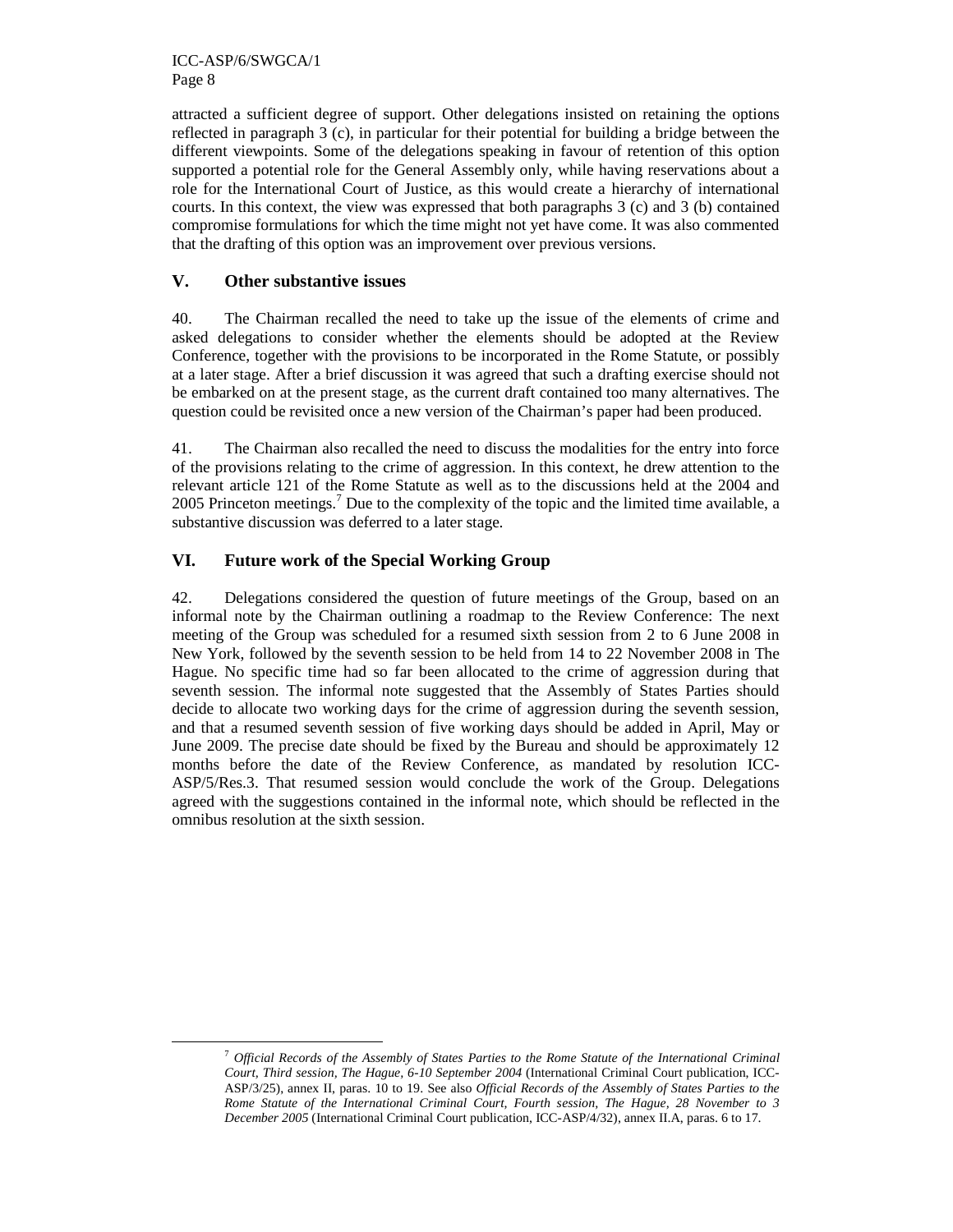attracted a sufficient degree of support. Other delegations insisted on retaining the options reflected in paragraph 3 (c), in particular for their potential for building a bridge between the different viewpoints. Some of the delegations speaking in favour of retention of this option supported a potential role for the General Assembly only, while having reservations about a role for the International Court of Justice, as this would create a hierarchy of international courts. In this context, the view was expressed that both paragraphs 3 (c) and 3 (b) contained compromise formulations for which the time might not yet have come. It was also commented that the drafting of this option was an improvement over previous versions.

## V. Other substantive issues

40. The Chairman recalled the need to take up the issue of the elements of crime and asked delegations to consider whether the elements should be adopted at the Review Conference, together with the provisions to be incorporated in the Rome Statute, or possibly at a later stage. After a brief discussion it was agreed that such a drafting exercise should not be embarked on at the present stage, as the current draft contained too many alternatives. The question could be revisited once a new version of the Chairman's paper had been produced.

41. The Chairman also recalled the need to discuss the modalities for the entry into force of the provisions relating to the crime of aggression. In this context, he drew attention to the relevant article 121 of the Rome Statute as well as to the discussions held at the 2004 and 2005 Princeton meetings.[7] Due to the complexity of the topic and the limited time available, a substantive discussion was deferred to a later stage.

## VI. Future work of the Special Working Group

42. Delegations considered the question of future meetings of the Group, based on an informal note by the Chairman outlining a roadmap to the Review Conference: The next meeting of the Group was scheduled for a resumed sixth session from 2 to 6 June 2008 in New York, followed by the seventh session to be held from 14 to 22 November 2008 in The Hague. No specific time had so far been allocated to the crime of aggression during that seventh session. The informal note suggested that the Assembly of States Parties should decide to allocate two working days for the crime of aggression during the seventh session, and that a resumed seventh session of five working days should be added in April, May or June 2009. The precise date should be fixed by the Bureau and should be approximately 12 months before the date of the Review Conference, as mandated by resolution ICC-ASP/5/Res.3. That resumed session would conclude the work of the Group. Delegations agreed with the suggestions contained in the informal note, which should be reflected in the omnibus resolution at the sixth session.

---

[7] *Official Records of the Assembly of States Parties to the Rome Statute of the International Criminal Court, Third session, The Hague, 6-10 September 2004* (International Criminal Court publication, ICC-ASP/3/25), annex II, paras. 10 to 19. See also *Official Records of the Assembly of States Parties to the Rome Statute of the International Criminal Court, Fourth session, The Hague, 28 November to 3 December 2005* (International Criminal Court publication, ICC-ASP/4/32), annex II.A, paras. 6 to 17.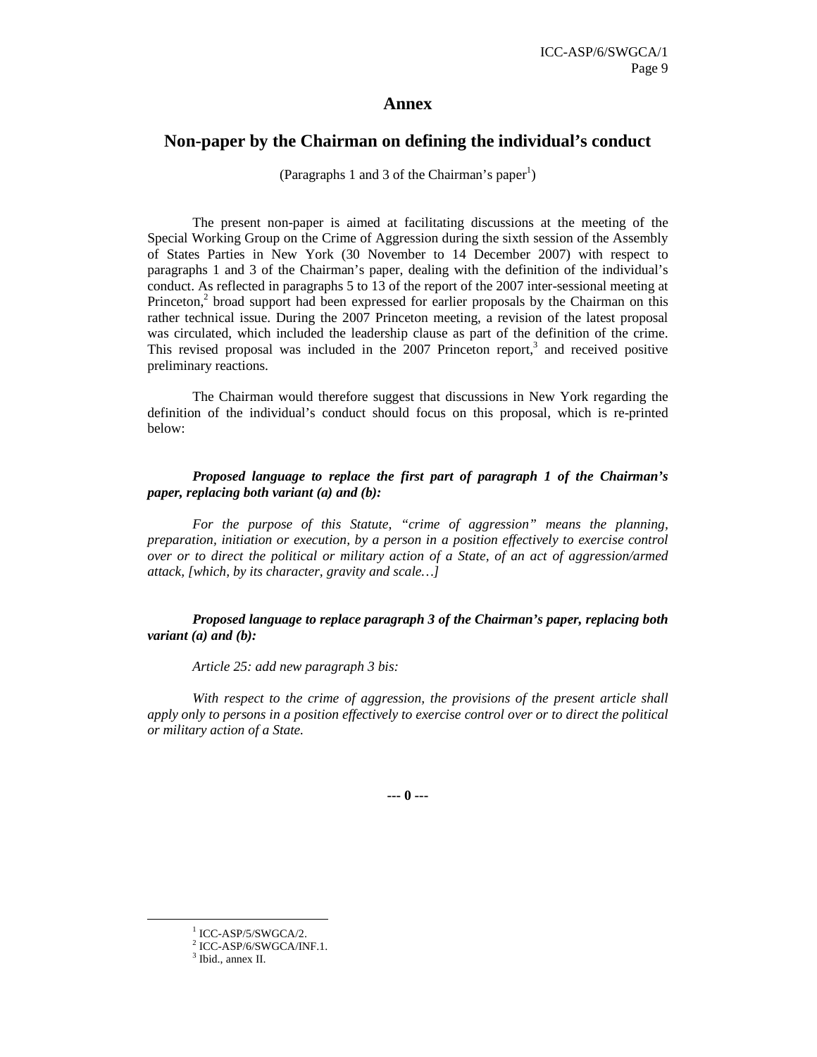# Annex

## Non-paper by the Chairman on defining the individual's conduct

(Paragraphs 1 and 3 of the Chairman's paper[1])

The present non-paper is aimed at facilitating discussions at the meeting of the Special Working Group on the Crime of Aggression during the sixth session of the Assembly of States Parties in New York (30 November to 14 December 2007) with respect to paragraphs 1 and 3 of the Chairman's paper, dealing with the definition of the individual's conduct. As reflected in paragraphs 5 to 13 of the report of the 2007 inter-sessional meeting at Princeton,[2] broad support had been expressed for earlier proposals by the Chairman on this rather technical issue. During the 2007 Princeton meeting, a revision of the latest proposal was circulated, which included the leadership clause as part of the definition of the crime. This revised proposal was included in the 2007 Princeton report,[3] and received positive preliminary reactions.

The Chairman would therefore suggest that discussions in New York regarding the definition of the individual's conduct should focus on this proposal, which is re-printed below:

***Proposed language to replace the first part of paragraph 1 of the Chairman's paper, replacing both variant (a) and (b):***

*For the purpose of this Statute, "crime of aggression" means the planning, preparation, initiation or execution, by a person in a position effectively to exercise control over or to direct the political or military action of a State, of an act of aggression/armed attack, [which, by its character, gravity and scale…]*

***Proposed language to replace paragraph 3 of the Chairman's paper, replacing both variant (a) and (b):***

*Article 25: add new paragraph 3 bis:*

*With respect to the crime of aggression, the provisions of the present article shall apply only to persons in a position effectively to exercise control over or to direct the political or military action of a State.*

**--- 0 ---**

[1] ICC-ASP/5/SWGCA/2.
[2] ICC-ASP/6/SWGCA/INF.1.
[3] Ibid., annex II.